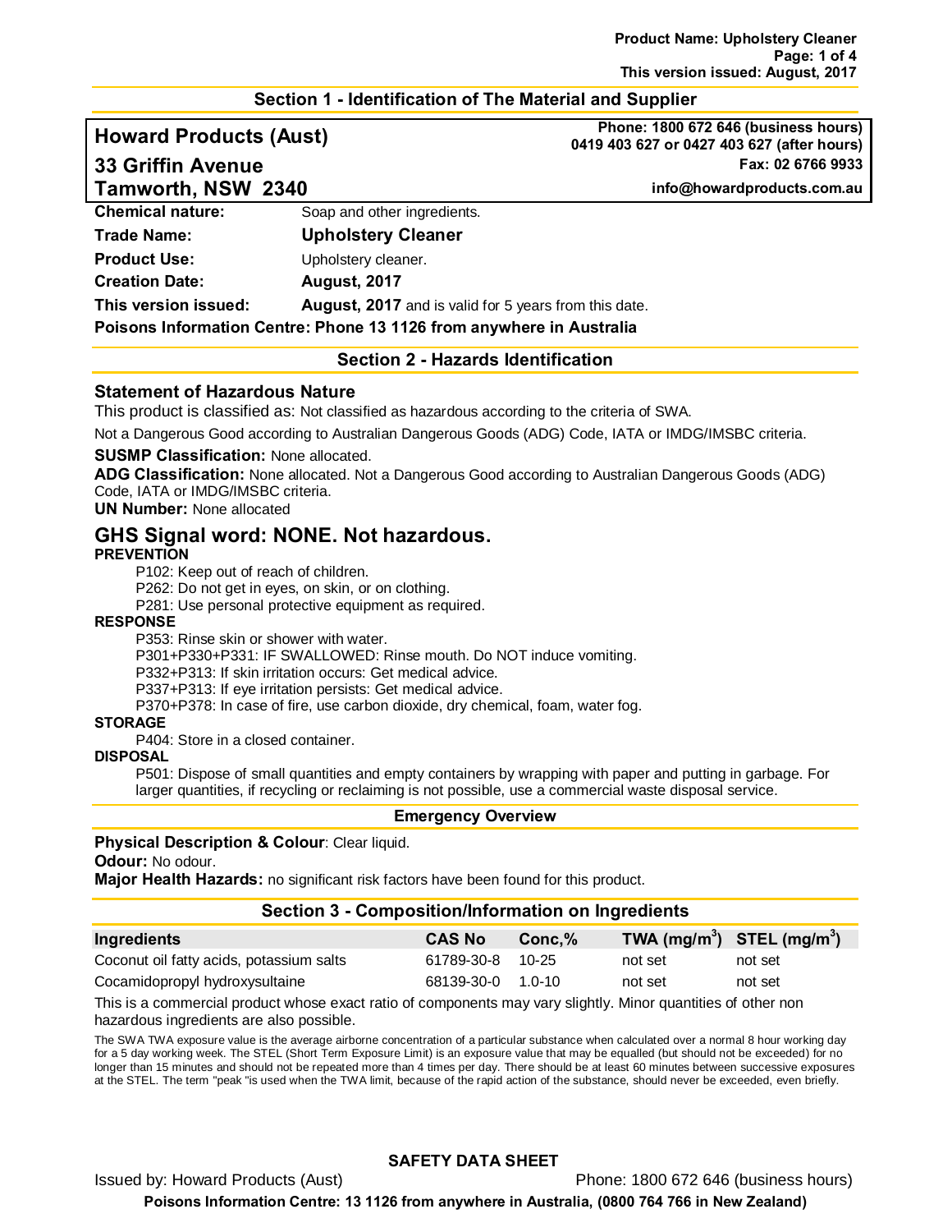## Section 1 - Identification of The Material and Supplier

**Howard Products (Aust)**
**33 Griffin Avenue**
**Tamworth, NSW 2340**

**Phone: 1800 672 646 (business hours)**
**0419 403 627 or 0427 403 627 (after hours)**
**Fax: 02 6766 9933**
**info@howardproducts.com.au**

**Chemical nature:** Soap and other ingredients.

**Trade Name:** **Upholstery Cleaner**

**Product Use:** Upholstery cleaner.

**Creation Date:** **August, 2017**

**This version issued:** **August, 2017** and is valid for 5 years from this date.

**Poisons Information Centre: Phone 13 1126 from anywhere in Australia**

## Section 2 - Hazards Identification

### Statement of Hazardous Nature

This product is classified as: Not classified as hazardous according to the criteria of SWA.

Not a Dangerous Good according to Australian Dangerous Goods (ADG) Code, IATA or IMDG/IMSBC criteria.

**SUSMP Classification:** None allocated.
**ADG Classification:** None allocated. Not a Dangerous Good according to Australian Dangerous Goods (ADG) Code, IATA or IMDG/IMSBC criteria.
**UN Number:** None allocated

### GHS Signal word: NONE. Not hazardous.

**PREVENTION**

P102: Keep out of reach of children.
P262: Do not get in eyes, on skin, or on clothing.
P281: Use personal protective equipment as required.

**RESPONSE**

P353: Rinse skin or shower with water.
P301+P330+P331: IF SWALLOWED: Rinse mouth. Do NOT induce vomiting.
P332+P313: If skin irritation occurs: Get medical advice.
P337+P313: If eye irritation persists: Get medical advice.
P370+P378: In case of fire, use carbon dioxide, dry chemical, foam, water fog.

**STORAGE**

P404: Store in a closed container.

**DISPOSAL**

P501: Dispose of small quantities and empty containers by wrapping with paper and putting in garbage. For larger quantities, if recycling or reclaiming is not possible, use a commercial waste disposal service.

### Emergency Overview

**Physical Description & Colour**: Clear liquid.
**Odour:** No odour.
**Major Health Hazards:** no significant risk factors have been found for this product.

## Section 3 - Composition/Information on Ingredients

| Ingredients | CAS No | Conc,% | TWA ($mg/m^3$) | STEL ($mg/m^3$) |
|---|---|---|---|---|
| Coconut oil fatty acids, potassium salts | 61789-30-8 | 10-25 | not set | not set |
| Cocamidopropyl hydroxysultaine | 68139-30-0 | 1.0-10 | not set | not set |

This is a commercial product whose exact ratio of components may vary slightly. Minor quantities of other non hazardous ingredients are also possible.

The SWA TWA exposure value is the average airborne concentration of a particular substance when calculated over a normal 8 hour working day for a 5 day working week. The STEL (Short Term Exposure Limit) is an exposure value that may be equalled (but should not be exceeded) for no longer than 15 minutes and should not be repeated more than 4 times per day. There should be at least 60 minutes between successive exposures at the STEL. The term "peak "is used when the TWA limit, because of the rapid action of the substance, should never be exceeded, even briefly.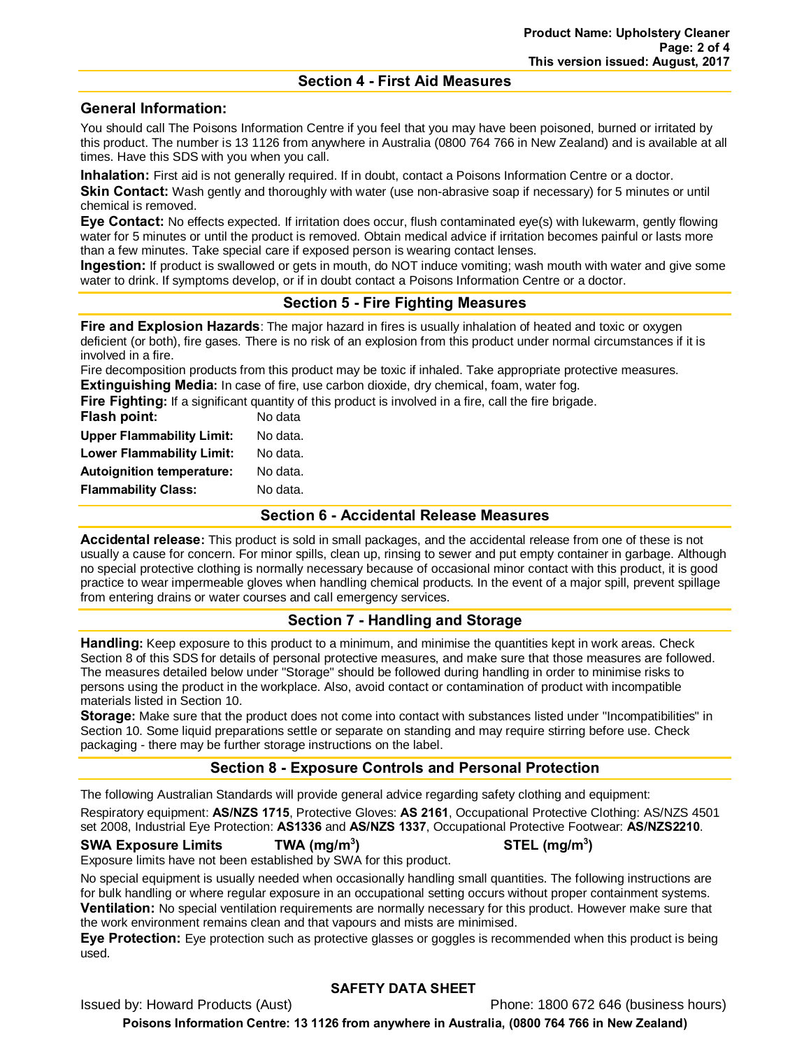## Section 4 - First Aid Measures

### General Information:

You should call The Poisons Information Centre if you feel that you may have been poisoned, burned or irritated by this product. The number is 13 1126 from anywhere in Australia (0800 764 766 in New Zealand) and is available at all times. Have this SDS with you when you call.

**Inhalation:** First aid is not generally required. If in doubt, contact a Poisons Information Centre or a doctor.

**Skin Contact:** Wash gently and thoroughly with water (use non-abrasive soap if necessary) for 5 minutes or until chemical is removed.

**Eye Contact:** No effects expected. If irritation does occur, flush contaminated eye(s) with lukewarm, gently flowing water for 5 minutes or until the product is removed. Obtain medical advice if irritation becomes painful or lasts more than a few minutes. Take special care if exposed person is wearing contact lenses.

**Ingestion:** If product is swallowed or gets in mouth, do NOT induce vomiting; wash mouth with water and give some water to drink. If symptoms develop, or if in doubt contact a Poisons Information Centre or a doctor.

## Section 5 - Fire Fighting Measures

**Fire and Explosion Hazards**: The major hazard in fires is usually inhalation of heated and toxic or oxygen deficient (or both), fire gases. There is no risk of an explosion from this product under normal circumstances if it is involved in a fire.

Fire decomposition products from this product may be toxic if inhaled. Take appropriate protective measures.

**Extinguishing Media:** In case of fire, use carbon dioxide, dry chemical, foam, water fog.

**Fire Fighting:** If a significant quantity of this product is involved in a fire, call the fire brigade.

| | |
|---|---|
| **Flash point:** | No data |
| **Upper Flammability Limit:** | No data. |
| **Lower Flammability Limit:** | No data. |
| **Autoignition temperature:** | No data. |
| **Flammability Class:** | No data. |

## Section 6 - Accidental Release Measures

**Accidental release:** This product is sold in small packages, and the accidental release from one of these is not usually a cause for concern. For minor spills, clean up, rinsing to sewer and put empty container in garbage. Although no special protective clothing is normally necessary because of occasional minor contact with this product, it is good practice to wear impermeable gloves when handling chemical products. In the event of a major spill, prevent spillage from entering drains or water courses and call emergency services.

## Section 7 - Handling and Storage

**Handling:** Keep exposure to this product to a minimum, and minimise the quantities kept in work areas. Check Section 8 of this SDS for details of personal protective measures, and make sure that those measures are followed. The measures detailed below under "Storage" should be followed during handling in order to minimise risks to persons using the product in the workplace. Also, avoid contact or contamination of product with incompatible materials listed in Section 10.

**Storage:** Make sure that the product does not come into contact with substances listed under "Incompatibilities" in Section 10. Some liquid preparations settle or separate on standing and may require stirring before use. Check packaging - there may be further storage instructions on the label.

## Section 8 - Exposure Controls and Personal Protection

The following Australian Standards will provide general advice regarding safety clothing and equipment:

Respiratory equipment: **AS/NZS 1715**, Protective Gloves: **AS 2161**, Occupational Protective Clothing: AS/NZS 4501 set 2008, Industrial Eye Protection: **AS1336** and **AS/NZS 1337**, Occupational Protective Footwear: **AS/NZS2210**.

| **SWA Exposure Limits** | **TWA (mg/m$^3$)** | **STEL (mg/m$^3$)** |
|---|---|---|

Exposure limits have not been established by SWA for this product.

No special equipment is usually needed when occasionally handling small quantities. The following instructions are for bulk handling or where regular exposure in an occupational setting occurs without proper containment systems.

**Ventilation:** No special ventilation requirements are normally necessary for this product. However make sure that the work environment remains clean and that vapours and mists are minimised.

**Eye Protection:** Eye protection such as protective glasses or goggles is recommended when this product is being used.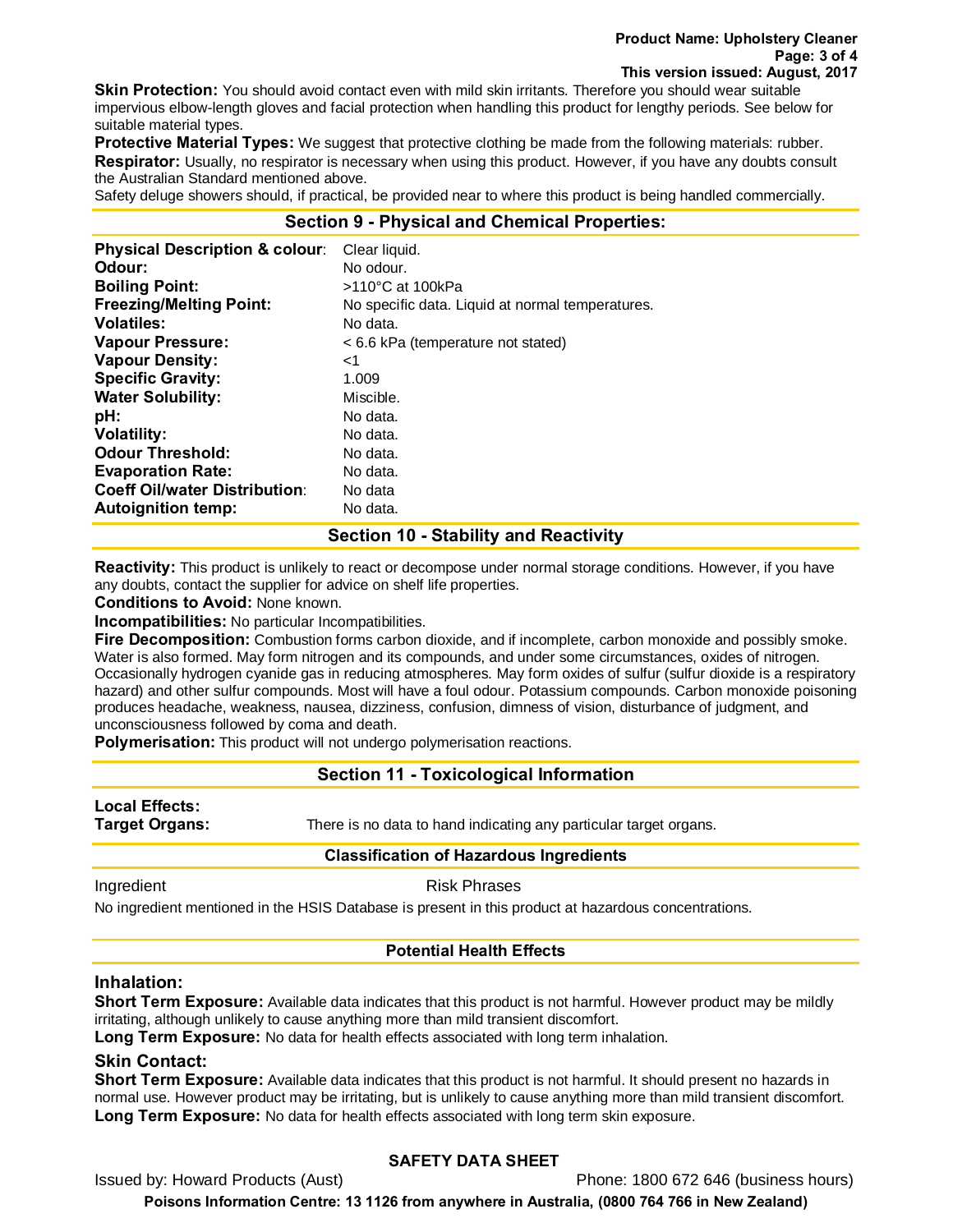**Skin Protection:** You should avoid contact even with mild skin irritants. Therefore you should wear suitable impervious elbow-length gloves and facial protection when handling this product for lengthy periods. See below for suitable material types.

**Protective Material Types:** We suggest that protective clothing be made from the following materials: rubber.

**Respirator:** Usually, no respirator is necessary when using this product. However, if you have any doubts consult the Australian Standard mentioned above.

Safety deluge showers should, if practical, be provided near to where this product is being handled commercially.

## Section 9 - Physical and Chemical Properties:

| | |
|---|---|
| **Physical Description & colour**: | Clear liquid. |
| **Odour:** | No odour. |
| **Boiling Point:** | >110°C at 100kPa |
| **Freezing/Melting Point:** | No specific data. Liquid at normal temperatures. |
| **Volatiles:** | No data. |
| **Vapour Pressure:** | < 6.6 kPa (temperature not stated) |
| **Vapour Density:** | <1 |
| **Specific Gravity:** | 1.009 |
| **Water Solubility:** | Miscible. |
| **pH:** | No data. |
| **Volatility:** | No data. |
| **Odour Threshold:** | No data. |
| **Evaporation Rate:** | No data. |
| **Coeff Oil/water Distribution**: | No data |
| **Autoignition temp:** | No data. |

## Section 10 - Stability and Reactivity

**Reactivity:** This product is unlikely to react or decompose under normal storage conditions. However, if you have any doubts, contact the supplier for advice on shelf life properties.

**Conditions to Avoid:** None known.

**Incompatibilities:** No particular Incompatibilities.

**Fire Decomposition:** Combustion forms carbon dioxide, and if incomplete, carbon monoxide and possibly smoke. Water is also formed. May form nitrogen and its compounds, and under some circumstances, oxides of nitrogen. Occasionally hydrogen cyanide gas in reducing atmospheres. May form oxides of sulfur (sulfur dioxide is a respiratory hazard) and other sulfur compounds. Most will have a foul odour. Potassium compounds. Carbon monoxide poisoning produces headache, weakness, nausea, dizziness, confusion, dimness of vision, disturbance of judgment, and unconsciousness followed by coma and death.

**Polymerisation:** This product will not undergo polymerisation reactions.

## Section 11 - Toxicological Information

**Local Effects:**

**Target Organs:** There is no data to hand indicating any particular target organs.

### Classification of Hazardous Ingredients

| Ingredient | Risk Phrases |
|---|---|

No ingredient mentioned in the HSIS Database is present in this product at hazardous concentrations.

### Potential Health Effects

### Inhalation:

**Short Term Exposure:** Available data indicates that this product is not harmful. However product may be mildly irritating, although unlikely to cause anything more than mild transient discomfort.

**Long Term Exposure:** No data for health effects associated with long term inhalation.

### Skin Contact:

**Short Term Exposure:** Available data indicates that this product is not harmful. It should present no hazards in normal use. However product may be irritating, but is unlikely to cause anything more than mild transient discomfort.

**Long Term Exposure:** No data for health effects associated with long term skin exposure.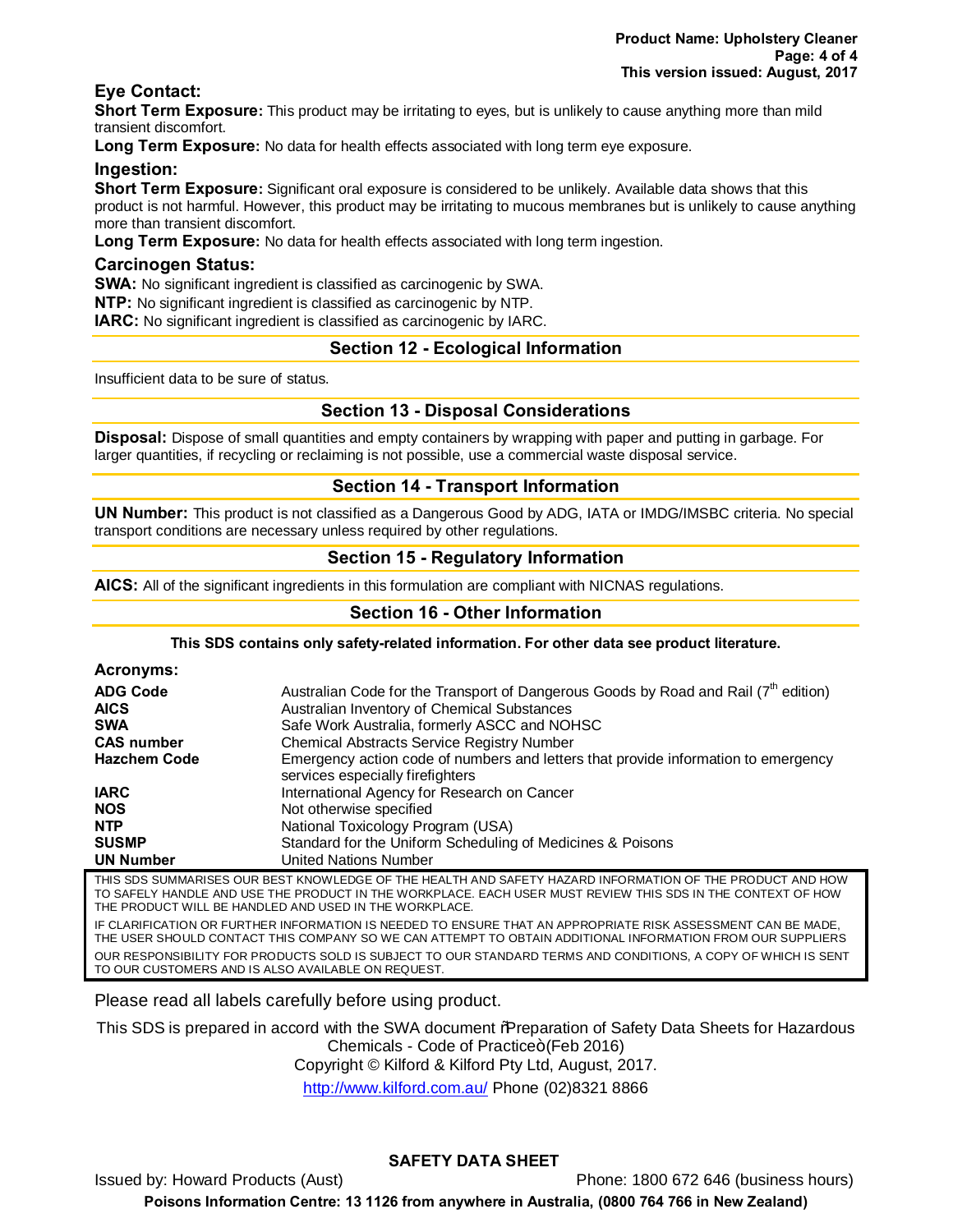### Eye Contact:

**Short Term Exposure:** This product may be irritating to eyes, but is unlikely to cause anything more than mild transient discomfort.

**Long Term Exposure:** No data for health effects associated with long term eye exposure.

### Ingestion:

**Short Term Exposure:** Significant oral exposure is considered to be unlikely. Available data shows that this product is not harmful. However, this product may be irritating to mucous membranes but is unlikely to cause anything more than transient discomfort.

**Long Term Exposure:** No data for health effects associated with long term ingestion.

### Carcinogen Status:

**SWA:** No significant ingredient is classified as carcinogenic by SWA.

**NTP:** No significant ingredient is classified as carcinogenic by NTP.

**IARC:** No significant ingredient is classified as carcinogenic by IARC.

## Section 12 - Ecological Information

Insufficient data to be sure of status.

## Section 13 - Disposal Considerations

**Disposal:** Dispose of small quantities and empty containers by wrapping with paper and putting in garbage. For larger quantities, if recycling or reclaiming is not possible, use a commercial waste disposal service.

## Section 14 - Transport Information

**UN Number:** This product is not classified as a Dangerous Good by ADG, IATA or IMDG/IMSBC criteria. No special transport conditions are necessary unless required by other regulations.

## Section 15 - Regulatory Information

**AICS:** All of the significant ingredients in this formulation are compliant with NICNAS regulations.

## Section 16 - Other Information

**This SDS contains only safety-related information. For other data see product literature.**

### Acronyms:

| | |
|---|---|
| **ADG Code** | Australian Code for the Transport of Dangerous Goods by Road and Rail (7th edition) |
| **AICS** | Australian Inventory of Chemical Substances |
| **SWA** | Safe Work Australia, formerly ASCC and NOHSC |
| **CAS number** | Chemical Abstracts Service Registry Number |
| **Hazchem Code** | Emergency action code of numbers and letters that provide information to emergency services especially firefighters |
| **IARC** | International Agency for Research on Cancer |
| **NOS** | Not otherwise specified |
| **NTP** | National Toxicology Program (USA) |
| **SUSMP** | Standard for the Uniform Scheduling of Medicines & Poisons |
| **UN Number** | United Nations Number |

THIS SDS SUMMARISES OUR BEST KNOWLEDGE OF THE HEALTH AND SAFETY HAZARD INFORMATION OF THE PRODUCT AND HOW TO SAFELY HANDLE AND USE THE PRODUCT IN THE WORKPLACE. EACH USER MUST REVIEW THIS SDS IN THE CONTEXT OF HOW THE PRODUCT WILL BE HANDLED AND USED IN THE WORKPLACE.

IF CLARIFICATION OR FURTHER INFORMATION IS NEEDED TO ENSURE THAT AN APPROPRIATE RISK ASSESSMENT CAN BE MADE, THE USER SHOULD CONTACT THIS COMPANY SO WE CAN ATTEMPT TO OBTAIN ADDITIONAL INFORMATION FROM OUR SUPPLIERS

OUR RESPONSIBILITY FOR PRODUCTS SOLD IS SUBJECT TO OUR STANDARD TERMS AND CONDITIONS, A COPY OF WHICH IS SENT TO OUR CUSTOMERS AND IS ALSO AVAILABLE ON REQUEST.

Please read all labels carefully before using product.

This SDS is prepared in accord with the SWA document "Preparation of Safety Data Sheets for Hazardous Chemicals - Code of Practice" (Feb 2016)

Copyright © Kilford & Kilford Pty Ltd, August, 2017.

http://www.kilford.com.au/ Phone (02)8321 8866

**SAFETY DATA SHEET**

Issued by: Howard Products (Aust) Phone: 1800 672 646 (business hours)

**Poisons Information Centre: 13 1126 from anywhere in Australia, (0800 764 766 in New Zealand)**